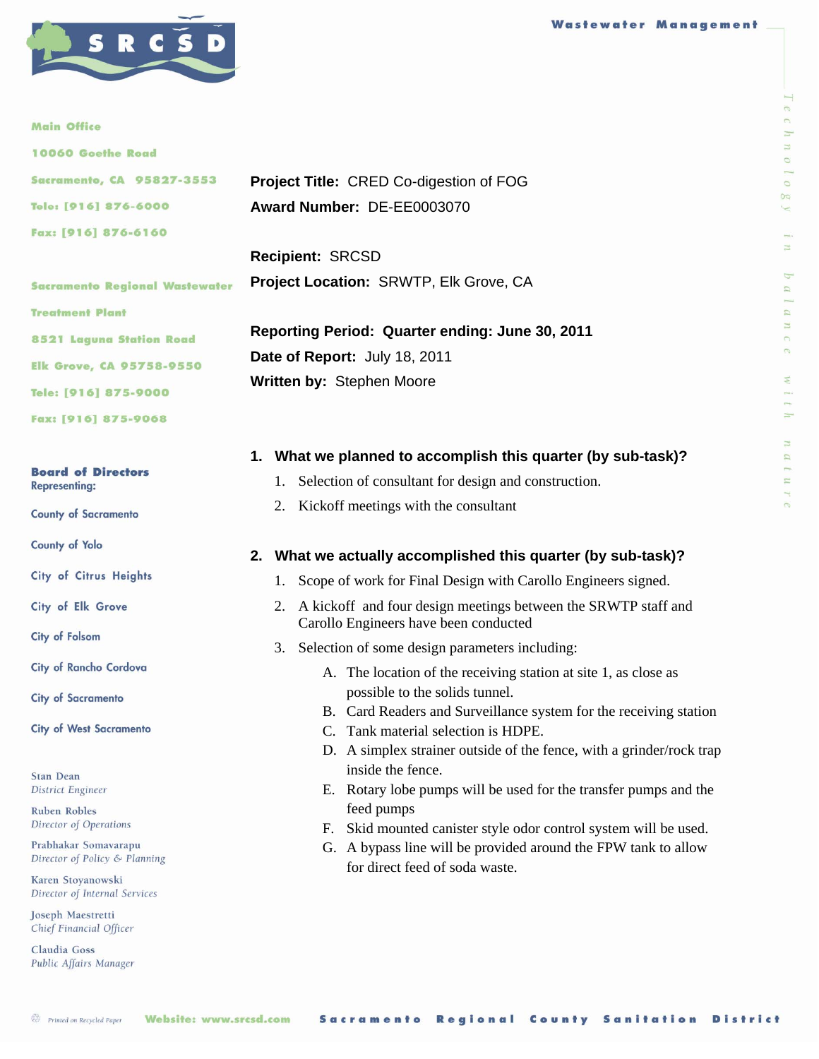Wastewater Management

**Main Office**
10060 Goethe Road
Sacramento, CA 95827-3553
Tele: [916] 876-6000
Fax: [916] 876-6160

**Sacramento Regional Wastewater Treatment Plant**
8521 Laguna Station Road
Elk Grove, CA 95758-9550
Tele: [916] 875-9000
Fax: [916] 875-9068

**Board of Directors**
Representing:

County of Sacramento
County of Yolo
City of Citrus Heights
City of Elk Grove
City of Folsom
City of Rancho Cordova
City of Sacramento
City of West Sacramento

Stan Dean
*District Engineer*

Ruben Robles
*Director of Operations*

Prabhakar Somavarapu
*Director of Policy & Planning*

Karen Stoyanowski
*Director of Internal Services*

Joseph Maestretti
*Chief Financial Officer*

Claudia Goss
*Public Affairs Manager*

**Project Title:** CRED Co-digestion of FOG
**Award Number:** DE-EE0003070

**Recipient:** SRCSD
**Project Location:** SRWTP, Elk Grove, CA

**Reporting Period: Quarter ending: June 30, 2011**
**Date of Report:** July 18, 2011
**Written by:** Stephen Moore

## 1. What we planned to accomplish this quarter (by sub-task)?

1. Selection of consultant for design and construction.
2. Kickoff meetings with the consultant

## 2. What we actually accomplished this quarter (by sub-task)?

1. Scope of work for Final Design with Carollo Engineers signed.
2. A kickoff and four design meetings between the SRWTP staff and Carollo Engineers have been conducted
3. Selection of some design parameters including:
   - A. The location of the receiving station at site 1, as close as possible to the solids tunnel.
   - B. Card Readers and Surveillance system for the receiving station
   - C. Tank material selection is HDPE.
   - D. A simplex strainer outside of the fence, with a grinder/rock trap inside the fence.
   - E. Rotary lobe pumps will be used for the transfer pumps and the feed pumps
   - F. Skid mounted canister style odor control system will be used.
   - G. A bypass line will be provided around the FPW tank to allow for direct feed of soda waste.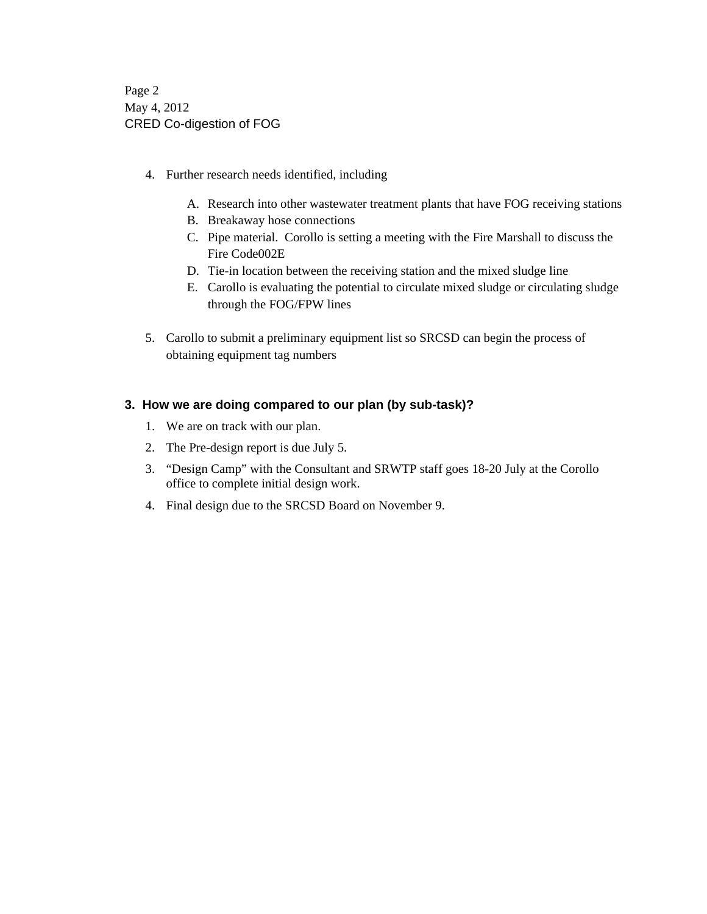4. Further research needs identified, including

   A. Research into other wastewater treatment plants that have FOG receiving stations
   B. Breakaway hose connections
   C. Pipe material. Corollo is setting a meeting with the Fire Marshall to discuss the Fire Code002E
   D. Tie-in location between the receiving station and the mixed sludge line
   E. Carollo is evaluating the potential to circulate mixed sludge or circulating sludge through the FOG/FPW lines

5. Carollo to submit a preliminary equipment list so SRCSD can begin the process of obtaining equipment tag numbers

### 3. How we are doing compared to our plan (by sub-task)?

1. We are on track with our plan.
2. The Pre-design report is due July 5.
3. "Design Camp" with the Consultant and SRWTP staff goes 18-20 July at the Corollo office to complete initial design work.
4. Final design due to the SRCSD Board on November 9.